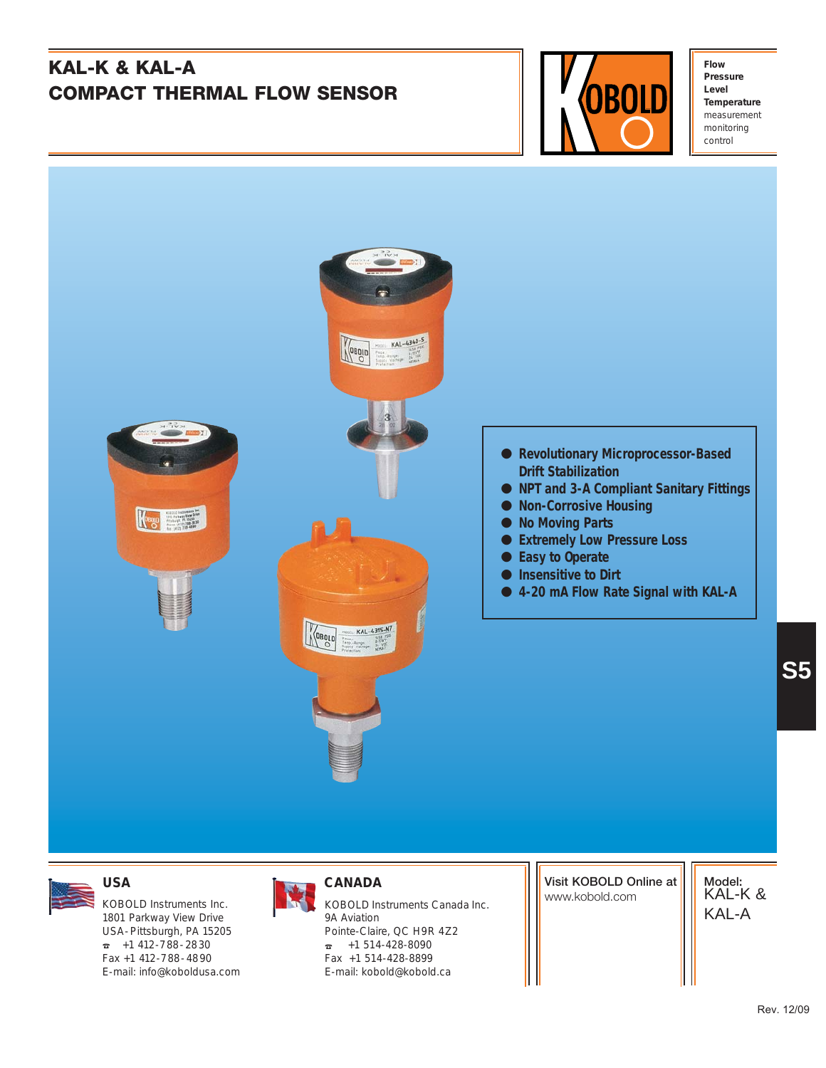# KAL-K & KAL-A
# COMPACT THERMAL FLOW SENSOR

KOBOLD

**Flow**
**Pressure**
**Level**
**Temperature**
measurement
monitoring
control

- **Revolutionary Microprocessor-Based Drift Stabilization**
- **NPT and 3-A Compliant Sanitary Fittings**
- **Non-Corrosive Housing**
- **No Moving Parts**
- **Extremely Low Pressure Loss**
- **Easy to Operate**
- **Insensitive to Dirt**
- **4-20 mA Flow Rate Signal with KAL-A**

S5

## USA

KOBOLD Instruments Inc.
1801 Parkway View Drive
USA-Pittsburgh, PA 15205
☎ +1 412-788-2830
Fax +1 412-788-4890
E-mail: info@koboldusa.com

## CANADA

KOBOLD Instruments Canada Inc.
9A Aviation
Pointe-Claire, QC H9R 4Z2
☎ +1 514-428-8090
Fax +1 514-428-8899
E-mail: kobold@kobold.ca

Visit KOBOLD Online at
www.kobold.com

Model:
KAL-K &
KAL-A

Rev. 12/09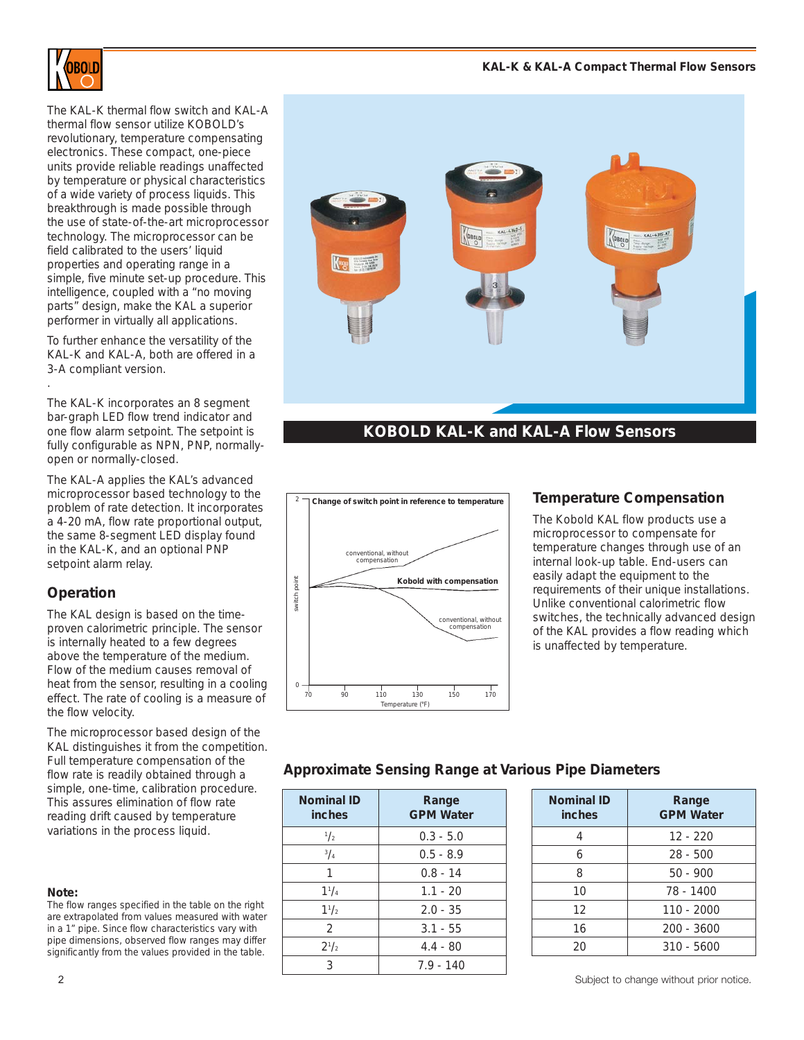The KAL-K thermal flow switch and KAL-A thermal flow sensor utilize KOBOLD's revolutionary, temperature compensating electronics. These compact, one-piece units provide reliable readings unaffected by temperature or physical characteristics of a wide variety of process liquids. This breakthrough is made possible through the use of state-of-the-art microprocessor technology. The microprocessor can be field calibrated to the users' liquid properties and operating range in a simple, five minute set-up procedure. This intelligence, coupled with a "no moving parts" design, make the KAL a superior performer in virtually all applications.

To further enhance the versatility of the KAL-K and KAL-A, both are offered in a 3-A compliant version.

The KAL-K incorporates an 8 segment bar-graph LED flow trend indicator and one flow alarm setpoint. The setpoint is fully configurable as NPN, PNP, normally-open or normally-closed.

The KAL-A applies the KAL's advanced microprocessor based technology to the problem of rate detection. It incorporates a 4-20 mA, flow rate proportional output, the same 8-segment LED display found in the KAL-K, and an optional PNP setpoint alarm relay.

## Operation

The KAL design is based on the time-proven calorimetric principle. The sensor is internally heated to a few degrees above the temperature of the medium. Flow of the medium causes removal of heat from the sensor, resulting in a cooling effect. The rate of cooling is a measure of the flow velocity.

The microprocessor based design of the KAL distinguishes it from the competition. Full temperature compensation of the flow rate is readily obtained through a simple, one-time, calibration procedure. This assures elimination of flow rate reading drift caused by temperature variations in the process liquid.

**Note:**
The flow ranges specified in the table on the right are extrapolated from values measured with water in a 1" pipe. Since flow characteristics vary with pipe dimensions, observed flow ranges may differ significantly from the values provided in the table.

**KOBOLD KAL-K and KAL-A Flow Sensors**

Change of switch point in reference to temperature

## Temperature Compensation

The Kobold KAL flow products use a microprocessor to compensate for temperature changes through use of an internal look-up table. End-users can easily adapt the equipment to the requirements of their unique installations. Unlike conventional calorimetric flow switches, the technically advanced design of the KAL provides a flow reading which is unaffected by temperature.

## Approximate Sensing Range at Various Pipe Diameters

| Nominal ID inches | Range GPM Water |
|---|---|
| 1/2 | 0.3 - 5.0 |
| 3/4 | 0.5 - 8.9 |
| 1 | 0.8 - 14 |
| 1 1/4 | 1.1 - 20 |
| 1 1/2 | 2.0 - 35 |
| 2 | 3.1 - 55 |
| 2 1/2 | 4.4 - 80 |
| 3 | 7.9 - 140 |

| Nominal ID inches | Range GPM Water |
|---|---|
| 4 | 12 - 220 |
| 6 | 28 - 500 |
| 8 | 50 - 900 |
| 10 | 78 - 1400 |
| 12 | 110 - 2000 |
| 16 | 200 - 3600 |
| 20 | 310 - 5600 |

Subject to change without prior notice.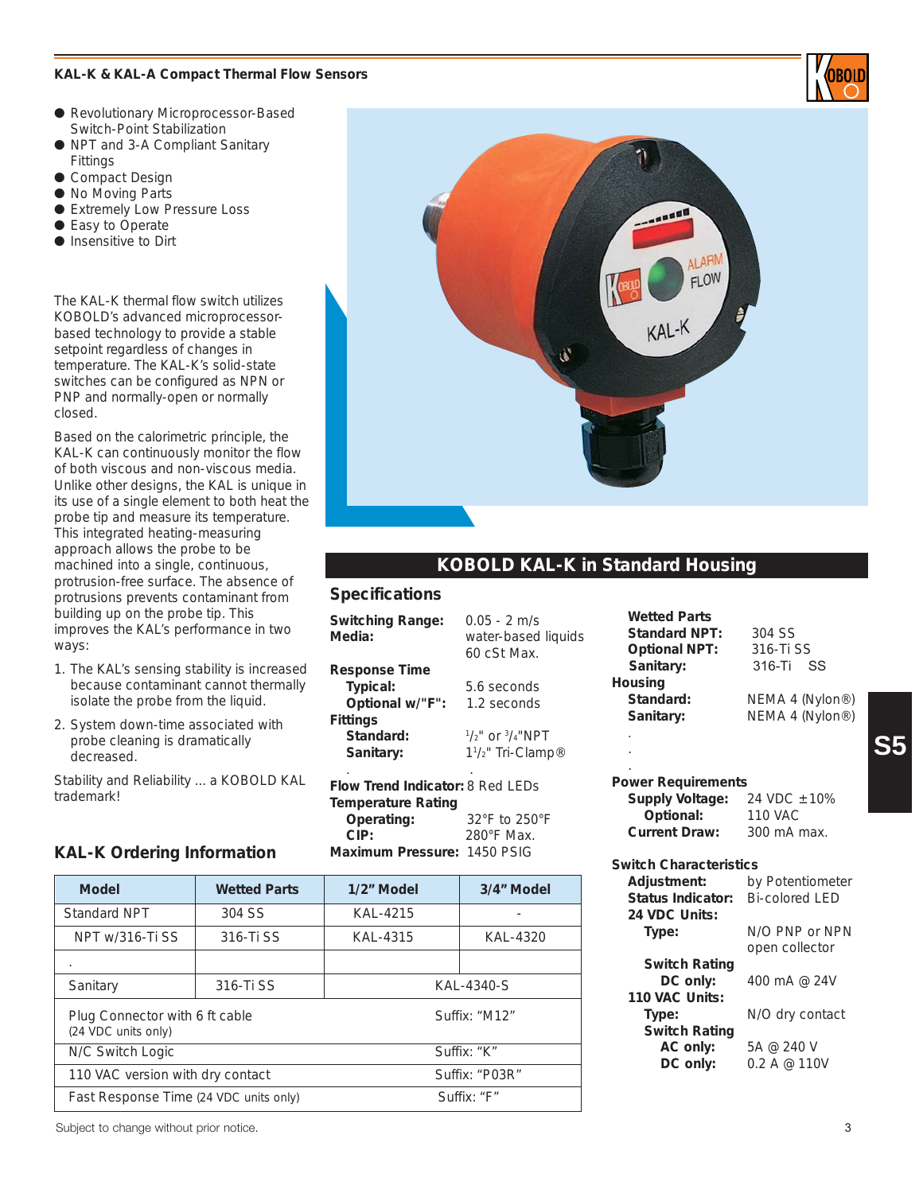# KAL-K & KAL-A Compact Thermal Flow Sensors

- Revolutionary Microprocessor-Based Switch-Point Stabilization
- NPT and 3-A Compliant Sanitary Fittings
- Compact Design
- No Moving Parts
- Extremely Low Pressure Loss
- Easy to Operate
- Insensitive to Dirt

The KAL-K thermal flow switch utilizes KOBOLD's advanced microprocessor-based technology to provide a stable setpoint regardless of changes in temperature. The KAL-K's solid-state switches can be configured as NPN or PNP and normally-open or normally closed.

Based on the calorimetric principle, the KAL-K can continuously monitor the flow of both viscous and non-viscous media. Unlike other designs, the KAL is unique in its use of a single element to both heat the probe tip and measure its temperature. This integrated heating-measuring approach allows the probe to be machined into a single, continuous, protrusion-free surface. The absence of protrusions prevents contaminant from building up on the probe tip. This improves the KAL's performance in two ways:

1. The KAL's sensing stability is increased because contaminant cannot thermally isolate the probe from the liquid.
2. System down-time associated with probe cleaning is dramatically decreased.

Stability and Reliability ... a KOBOLD KAL trademark!

## KOBOLD KAL-K in Standard Housing

## Specifications

**Switching Range:** 0.05 - 2 m/s
**Media:** water-based liquids 60 cSt Max.

**Response Time**
- **Typical:** 5.6 seconds
- **Optional w/"F":** 1.2 seconds

**Fittings**
- **Standard:** 1/2" or 3/4"NPT
- **Sanitary:** 1 1/2" Tri-Clamp®

**Flow Trend Indicator:** 8 Red LEDs

**Temperature Rating**
- **Operating:** 32°F to 250°F
- **CIP:** 280°F Max.

**Maximum Pressure:** 1450 PSIG

**Wetted Parts**
- **Standard NPT:** 304 SS
- **Optional NPT:** 316-Ti SS
- **Sanitary:** 316-Ti SS

**Housing**
- **Standard:** NEMA 4 (Nylon®)
- **Sanitary:** NEMA 4 (Nylon®)

**Power Requirements**
- **Supply Voltage:** 24 VDC ±10%
- **Optional:** 110 VAC
- **Current Draw:** 300 mA max.

**Switch Characteristics**
- **Adjustment:** by Potentiometer
- **Status Indicator:** Bi-colored LED
- **24 VDC Units:**
  - **Type:** N/O PNP or NPN open collector
  - **Switch Rating**
    - **DC only:** 400 mA @ 24V
- **110 VAC Units:**
  - **Type:** N/O dry contact
  - **Switch Rating**
    - **AC only:** 5A @ 240 V
    - **DC only:** 0.2 A @ 110V

## KAL-K Ordering Information

| Model | Wetted Parts | 1/2" Model | 3/4" Model |
|---|---|---|---|
| Standard NPT | 304 SS | KAL-4215 | - |
| NPT w/316-Ti SS | 316-Ti SS | KAL-4315 | KAL-4320 |
| . | | | |
| Sanitary | 316-Ti SS | KAL-4340-S | |
| Plug Connector with 6 ft cable (24 VDC units only) | | Suffix: "M12" | |
| N/C Switch Logic | | Suffix: "K" | |
| 110 VAC version with dry contact | | Suffix: "P03R" | |
| Fast Response Time (24 VDC units only) | | Suffix: "F" | |

Subject to change without prior notice.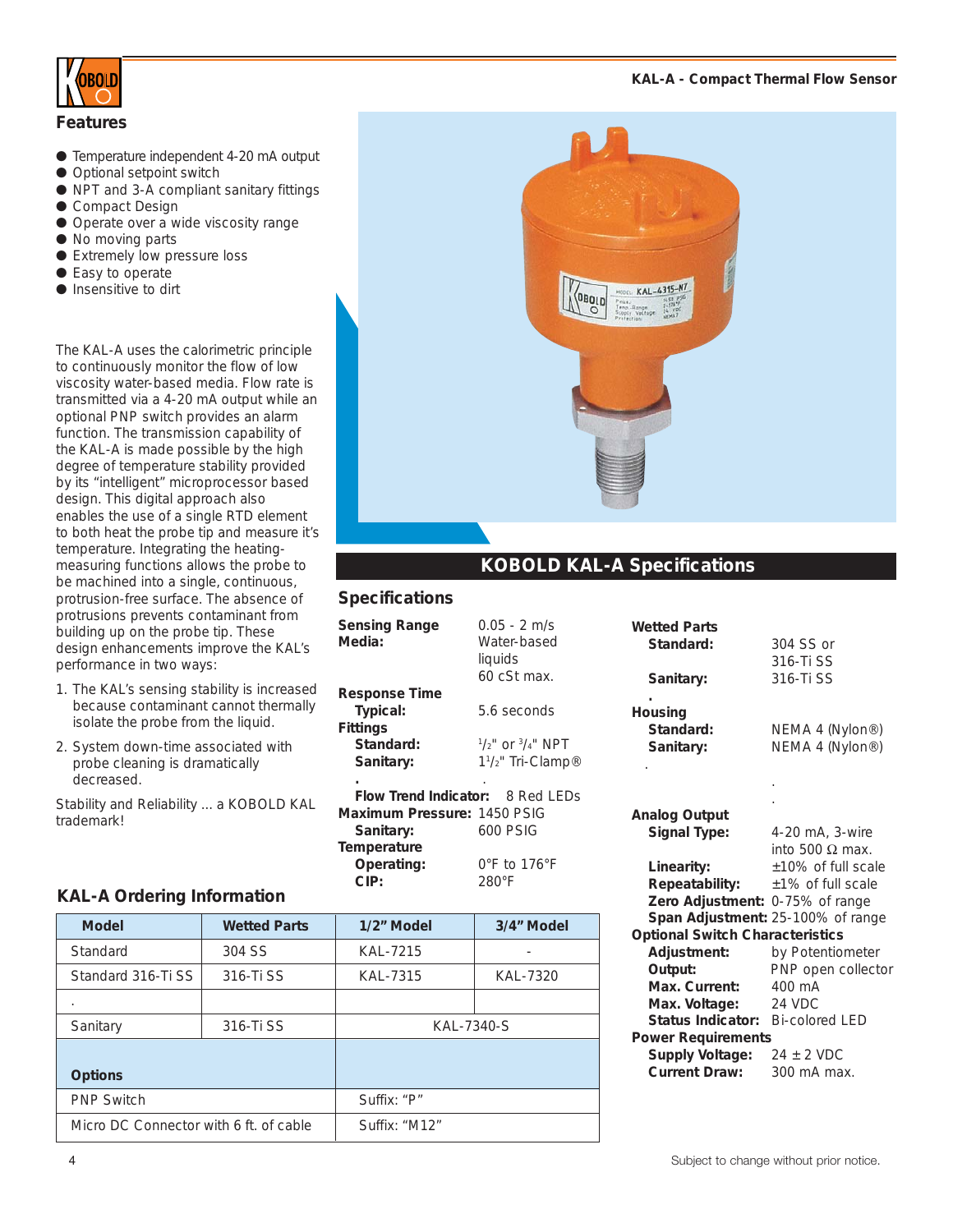## KAL-A - Compact Thermal Flow Sensor

### Features

- Temperature independent 4-20 mA output
- Optional setpoint switch
- NPT and 3-A compliant sanitary fittings
- Compact Design
- Operate over a wide viscosity range
- No moving parts
- Extremely low pressure loss
- Easy to operate
- Insensitive to dirt

The KAL-A uses the calorimetric principle to continuously monitor the flow of low viscosity water-based media. Flow rate is transmitted via a 4-20 mA output while an optional PNP switch provides an alarm function. The transmission capability of the KAL-A is made possible by the high degree of temperature stability provided by its "intelligent" microprocessor based design. This digital approach also enables the use of a single RTD element to both heat the probe tip and measure it's temperature. Integrating the heating-measuring functions allows the probe to be machined into a single, continuous, protrusion-free surface. The absence of protrusions prevents contaminant from building up on the probe tip. These design enhancements improve the KAL's performance in two ways:

1. The KAL's sensing stability is increased because contaminant cannot thermally isolate the probe from the liquid.
2. System down-time associated with probe cleaning is dramatically decreased.

Stability and Reliability ... a KOBOLD KAL trademark!

## KOBOLD KAL-A Specifications

### Specifications

**Sensing Range** 0.05 - 2 m/s

**Media:** Water-based liquids 60 cSt max.

**Response Time**
- **Typical:** 5.6 seconds

**Fittings**
- **Standard:** 1/2" or 3/4" NPT
- **Sanitary:** 1 1/2" Tri-Clamp®

**Flow Trend Indicator:** 8 Red LEDs

**Maximum Pressure:** 1450 PSIG
- **Sanitary:** 600 PSIG

**Temperature**
- **Operating:** 0°F to 176°F
- **CIP:** 280°F

**Wetted Parts**
- **Standard:** 304 SS or 316-Ti SS
- **Sanitary:** 316-Ti SS

**Housing**
- **Standard:** NEMA 4 (Nylon®)
- **Sanitary:** NEMA 4 (Nylon®)

**Analog Output**
- **Signal Type:** 4-20 mA, 3-wire into 500 Ω max.
- **Linearity:** ±10% of full scale
- **Repeatability:** ±1% of full scale
- **Zero Adjustment:** 0-75% of range
- **Span Adjustment:** 25-100% of range

**Optional Switch Characteristics**
- **Adjustment:** by Potentiometer
- **Output:** PNP open collector
- **Max. Current:** 400 mA
- **Max. Voltage:** 24 VDC
- **Status Indicator:** Bi-colored LED

**Power Requirements**
- **Supply Voltage:** 24 ± 2 VDC
- **Current Draw:** 300 mA max.

### KAL-A Ordering Information

| Model | Wetted Parts | 1/2" Model | 3/4" Model |
|---|---|---|---|
| Standard | 304 SS | KAL-7215 | - |
| Standard 316-Ti SS | 316-Ti SS | KAL-7315 | KAL-7320 |
| . | | | |
| Sanitary | 316-Ti SS | KAL-7340-S | |
| **Options** | | | |
| PNP Switch | | Suffix: "P" | |
| Micro DC Connector with 6 ft. of cable | | Suffix: "M12" | |

Subject to change without prior notice.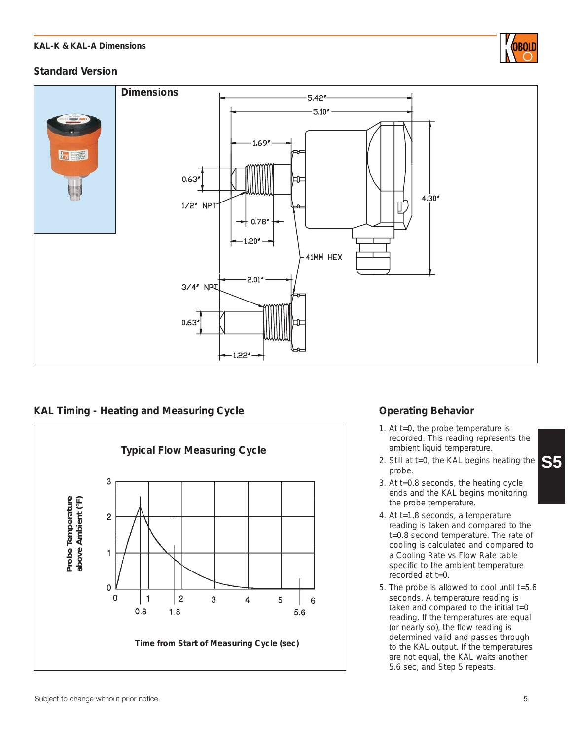## KAL-K & KAL-A Dimensions

### Standard Version

**Dimensions**

5.42"
5.10"
1.69"
0.63"
1/2" NPT
0.78"
1.20"
4.30"
41MM HEX
3/4" NPT
2.01"
0.63"
1.22"

### KAL Timing - Heating and Measuring Cycle

**Typical Flow Measuring Cycle**

Probe Temperature above Ambient (°F)

Time from Start of Measuring Cycle (sec)

0.8 1.8 5.6

### Operating Behavior

1. At t=0, the probe temperature is recorded. This reading represents the ambient liquid temperature.
2. Still at t=0, the KAL begins heating the probe.
3. At t=0.8 seconds, the heating cycle ends and the KAL begins monitoring the probe temperature.
4. At t=1.8 seconds, a temperature reading is taken and compared to the t=0.8 second temperature. The rate of cooling is calculated and compared to a Cooling Rate vs Flow Rate table specific to the ambient temperature recorded at t=0.
5. The probe is allowed to cool until t=5.6 seconds. A temperature reading is taken and compared to the initial t=0 reading. If the temperatures are equal (or nearly so), the flow reading is determined valid and passes through to the KAL output. If the temperatures are not equal, the KAL waits another 5.6 sec, and Step 5 repeats.

Subject to change without prior notice.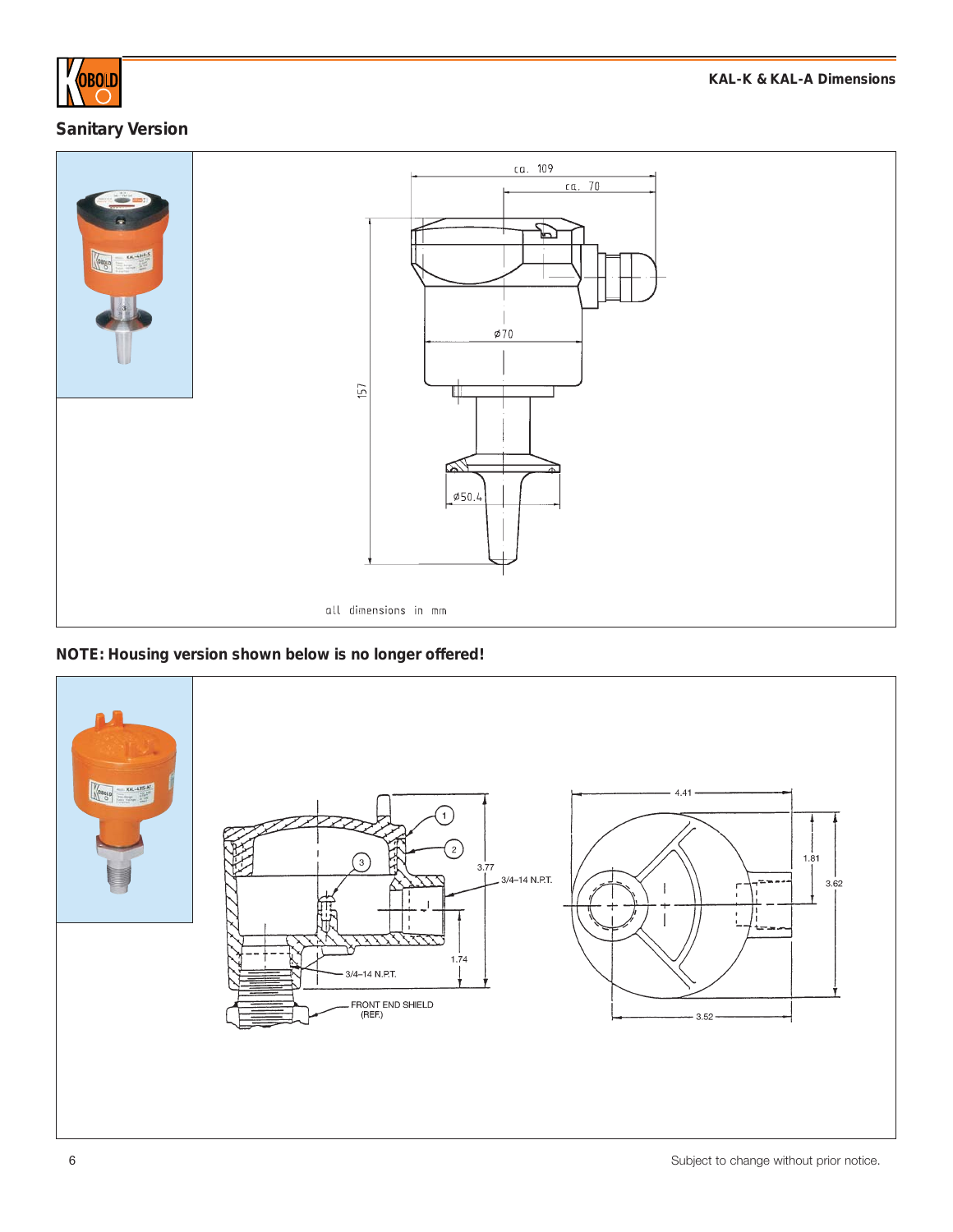## Sanitary Version

ca. 109

ca. 70

ø70

157

ø50.4

all dimensions in mm

**NOTE: Housing version shown below is no longer offered!**

1

2

3

3.77

3/4–14 N.P.T.

1.74

3/4–14 N.P.T.

FRONT END SHIELD
(REF.)

4.41

1.81

3.62

3.52

Subject to change without prior notice.